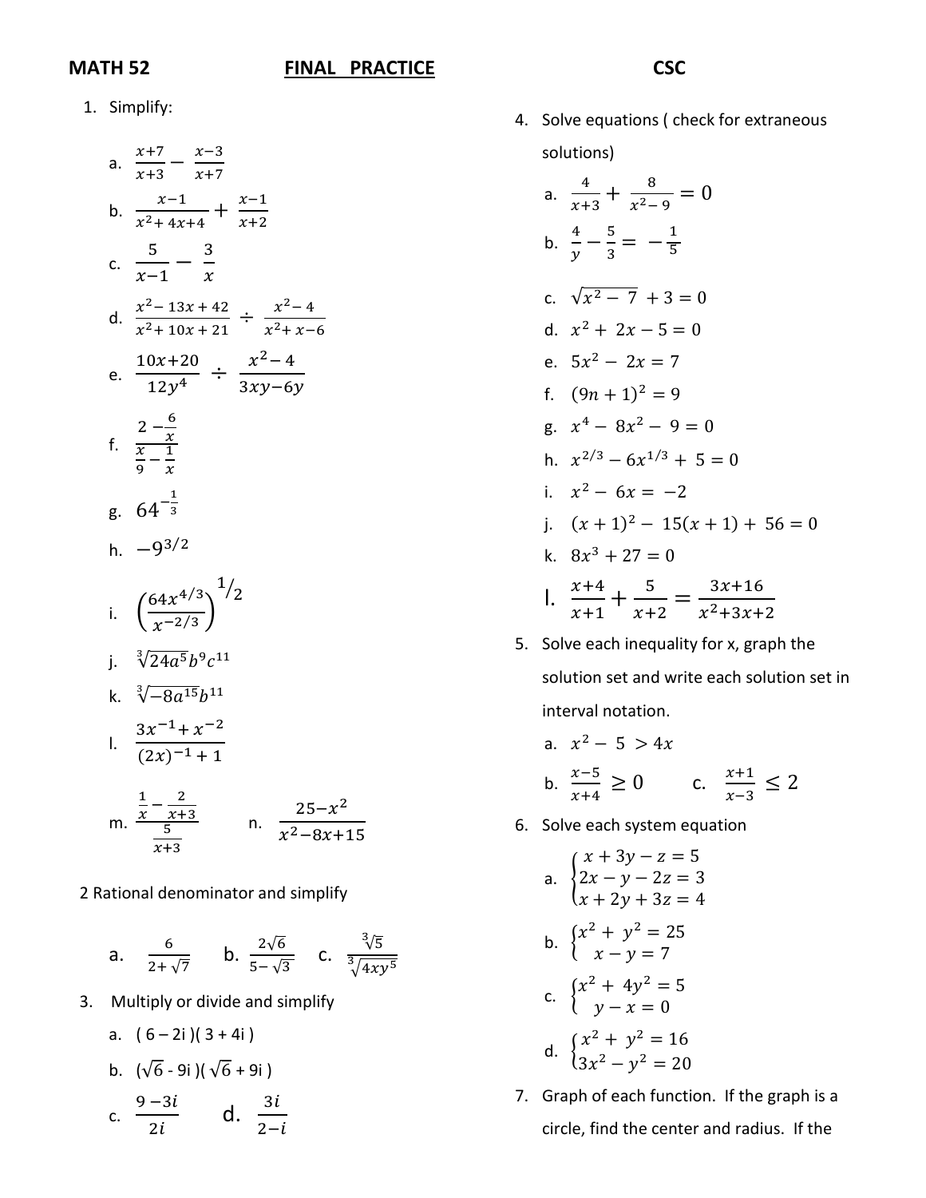# MATH 52 FINAL PRACTICE CSC

1. Simplify:

   a. $\frac{x+7}{x+3} - \frac{x-3}{x+7}$

   b. $\frac{x-1}{x^2+4x+4} + \frac{x-1}{x+2}$

   c. $\frac{5}{x-1} - \frac{3}{x}$

   d. $\frac{x^2-13x+42}{x^2+10x+21} \div \frac{x^2-4}{x^2+x-6}$

   e. $\frac{10x+20}{12y^4} \div \frac{x^2-4}{3xy-6y}$

   f. $\frac{2-\frac{6}{x}}{\frac{x}{9}-\frac{1}{x}}$

   g. $64^{-\frac{1}{3}}$

   h. $-9^{3/2}$

   i. $\left(\frac{64x^{4/3}}{x^{-2/3}}\right)^{1/2}$

   j. $\sqrt[3]{24a^5}b^9c^{11}$

   k. $\sqrt[3]{-8a^{15}}b^{11}$

   l. $\frac{3x^{-1}+x^{-2}}{(2x)^{-1}+1}$

   m. $\frac{\frac{1}{x}-\frac{2}{x+3}}{\frac{5}{x+3}}$ n. $\frac{25-x^2}{x^2-8x+15}$

2 Rational denominator and simplify

   a. $\frac{6}{2+\sqrt{7}}$ b. $\frac{2\sqrt{6}}{5-\sqrt{3}}$ c. $\frac{\sqrt[3]{5}}{\sqrt[3]{4xy^5}}$

3. Multiply or divide and simplify

   a. $(6-2i)(3+4i)$

   b. $(\sqrt{6}-9i)(\sqrt{6}+9i)$

   c. $\frac{9-3i}{2i}$ d. $\frac{3i}{2-i}$

4. Solve equations ( check for extraneous solutions)

   a. $\frac{4}{x+3} + \frac{8}{x^2-9} = 0$

   b. $\frac{4}{y} - \frac{5}{3} = -\frac{1}{5}$

   c. $\sqrt{x^2-7} + 3 = 0$

   d. $x^2 + 2x - 5 = 0$

   e. $5x^2 - 2x = 7$

   f. $(9n+1)^2 = 9$

   g. $x^4 - 8x^2 - 9 = 0$

   h. $x^{2/3} - 6x^{1/3} + 5 = 0$

   i. $x^2 - 6x = -2$

   j. $(x+1)^2 - 15(x+1) + 56 = 0$

   k. $8x^3 + 27 = 0$

   l. $\frac{x+4}{x+1} + \frac{5}{x+2} = \frac{3x+16}{x^2+3x+2}$

5. Solve each inequality for x, graph the solution set and write each solution set in interval notation.

   a. $x^2 - 5 > 4x$

   b. $\frac{x-5}{x+4} \geq 0$ c. $\frac{x+1}{x-3} \leq 2$

6. Solve each system equation

   a. $\begin{cases} x+3y-z=5 \\ 2x-y-2z=3 \\ x+2y+3z=4 \end{cases}$

   b. $\begin{cases} x^2+y^2=25 \\ x-y=7 \end{cases}$

   c. $\begin{cases} x^2+4y^2=5 \\ y-x=0 \end{cases}$

   d. $\begin{cases} x^2+y^2=16 \\ 3x^2-y^2=20 \end{cases}$

7. Graph of each function. If the graph is a circle, find the center and radius. If the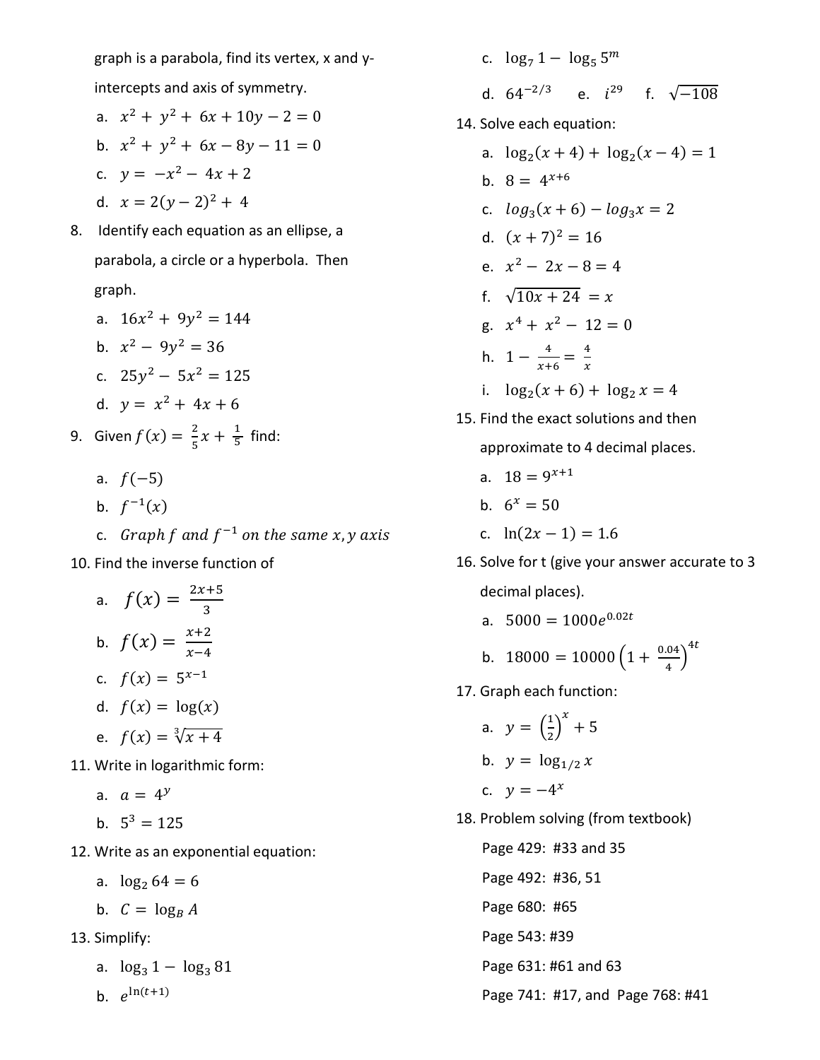graph is a parabola, find its vertex, x and y-intercepts and axis of symmetry.

a. $x^2 + y^2 + 6x + 10y - 2 = 0$

b. $x^2 + y^2 + 6x - 8y - 11 = 0$

c. $y = -x^2 - 4x + 2$

d. $x = 2(y-2)^2 + 4$

8. Identify each equation as an ellipse, a parabola, a circle or a hyperbola. Then graph.

a. $16x^2 + 9y^2 = 144$

b. $x^2 - 9y^2 = 36$

c. $25y^2 - 5x^2 = 125$

d. $y = x^2 + 4x + 6$

9. Given $f(x) = \frac{2}{5}x + \frac{1}{5}$ find:

a. $f(-5)$

b. $f^{-1}(x)$

c. $Graph\ f\ and\ f^{-1}\ on\ the\ same\ x, y\ axis$

10. Find the inverse function of

a. $f(x) = \frac{2x+5}{3}$

b. $f(x) = \frac{x+2}{x-4}$

c. $f(x) = 5^{x-1}$

d. $f(x) = \log(x)$

e. $f(x) = \sqrt[3]{x+4}$

11. Write in logarithmic form:

a. $a = 4^y$

b. $5^3 = 125$

12. Write as an exponential equation:

a. $\log_2 64 = 6$

b. $C = \log_B A$

13. Simplify:

a. $\log_3 1 - \log_3 81$

b. $e^{\ln(t+1)}$

c. $\log_7 1 - \log_5 5^m$

d. $64^{-2/3}$ e. $i^{29}$ f. $\sqrt{-108}$

14. Solve each equation:

a. $\log_2(x+4) + \log_2(x-4) = 1$

b. $8 = 4^{x+6}$

c. $log_3(x+6) - log_3 x = 2$

d. $(x+7)^2 = 16$

e. $x^2 - 2x - 8 = 4$

f. $\sqrt{10x+24} = x$

g. $x^4 + x^2 - 12 = 0$

h. $1 - \frac{4}{x+6} = \frac{4}{x}$

i. $\log_2(x+6) + \log_2 x = 4$

15. Find the exact solutions and then approximate to 4 decimal places.

a. $18 = 9^{x+1}$

b. $6^x = 50$

c. $\ln(2x-1) = 1.6$

16. Solve for t (give your answer accurate to 3 decimal places).

a. $5000 = 1000e^{0.02t}$

b. $18000 = 10000\left(1 + \frac{0.04}{4}\right)^{4t}$

17. Graph each function:

a. $y = \left(\frac{1}{2}\right)^x + 5$

b. $y = \log_{1/2} x$

c. $y = -4^x$

18. Problem solving (from textbook)

Page 429: #33 and 35

Page 492: #36, 51

Page 680: #65

Page 543: #39

Page 631: #61 and 63

Page 741: #17, and Page 768: #41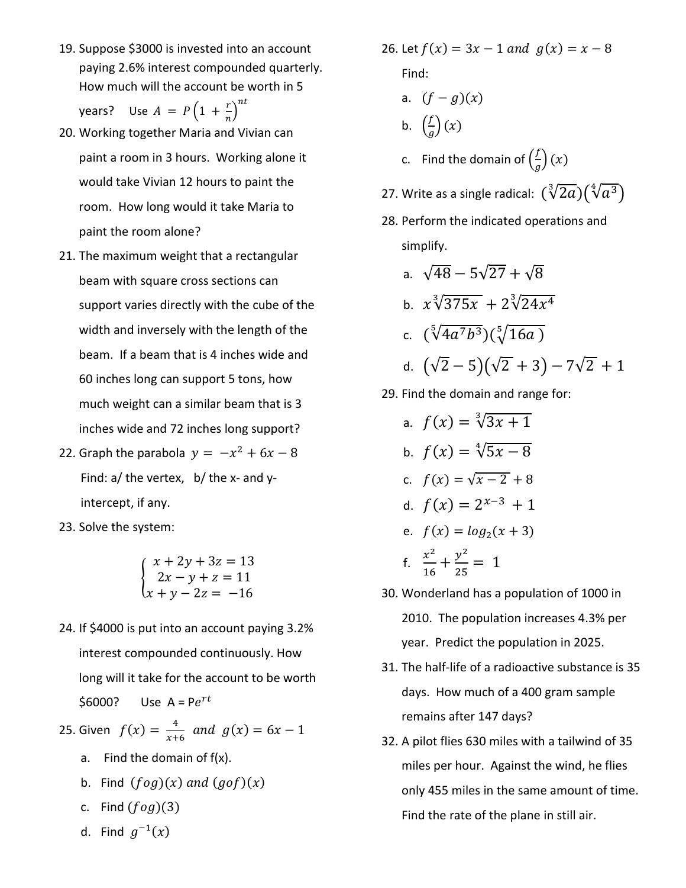19. Suppose \$3000 is invested into an account paying 2.6% interest compounded quarterly. How much will the account be worth in 5 years? Use $A = P\left(1 + \frac{r}{n}\right)^{nt}$

20. Working together Maria and Vivian can paint a room in 3 hours. Working alone it would take Vivian 12 hours to paint the room. How long would it take Maria to paint the room alone?

21. The maximum weight that a rectangular beam with square cross sections can support varies directly with the cube of the width and inversely with the length of the beam. If a beam that is 4 inches wide and 60 inches long can support 5 tons, how much weight can a similar beam that is 3 inches wide and 72 inches long support?

22. Graph the parabola $y = -x^2 + 6x - 8$
    Find: a/ the vertex, b/ the x- and y-intercept, if any.

23. Solve the system:

$$\begin{cases} x + 2y + 3z = 13 \\ 2x - y + z = 11 \\ x + y - 2z = -16 \end{cases}$$

24. If \$4000 is put into an account paying 3.2% interest compounded continuously. How long will it take for the account to be worth \$6000? Use $A = Pe^{rt}$

25. Given $f(x) = \frac{4}{x+6}$ *and* $g(x) = 6x - 1$
    a. Find the domain of f(x).
    b. Find $(f o g)(x)$ *and* $(g o f)(x)$
    c. Find $(f o g)(3)$
    d. Find $g^{-1}(x)$

26. Let $f(x) = 3x - 1$ *and* $g(x) = x - 8$
    Find:
    a. $(f - g)(x)$
    b. $\left(\frac{f}{g}\right)(x)$
    c. Find the domain of $\left(\frac{f}{g}\right)(x)$

27. Write as a single radical: $(\sqrt[3]{2a})(\sqrt[4]{a^3})$

28. Perform the indicated operations and simplify.
    a. $\sqrt{48} - 5\sqrt{27} + \sqrt{8}$
    b. $x\sqrt[3]{375x} + 2\sqrt[3]{24x^4}$
    c. $(\sqrt[5]{4a^7b^3})(\sqrt[5]{16a})$
    d. $(\sqrt{2} - 5)(\sqrt{2} + 3) - 7\sqrt{2} + 1$

29. Find the domain and range for:
    a. $f(x) = \sqrt[3]{3x + 1}$
    b. $f(x) = \sqrt[4]{5x - 8}$
    c. $f(x) = \sqrt{x - 2} + 8$
    d. $f(x) = 2^{x-3} + 1$
    e. $f(x) = log_2(x + 3)$
    f. $\frac{x^2}{16} + \frac{y^2}{25} = 1$

30. Wonderland has a population of 1000 in 2010. The population increases 4.3% per year. Predict the population in 2025.

31. The half-life of a radioactive substance is 35 days. How much of a 400 gram sample remains after 147 days?

32. A pilot flies 630 miles with a tailwind of 35 miles per hour. Against the wind, he flies only 455 miles in the same amount of time. Find the rate of the plane in still air.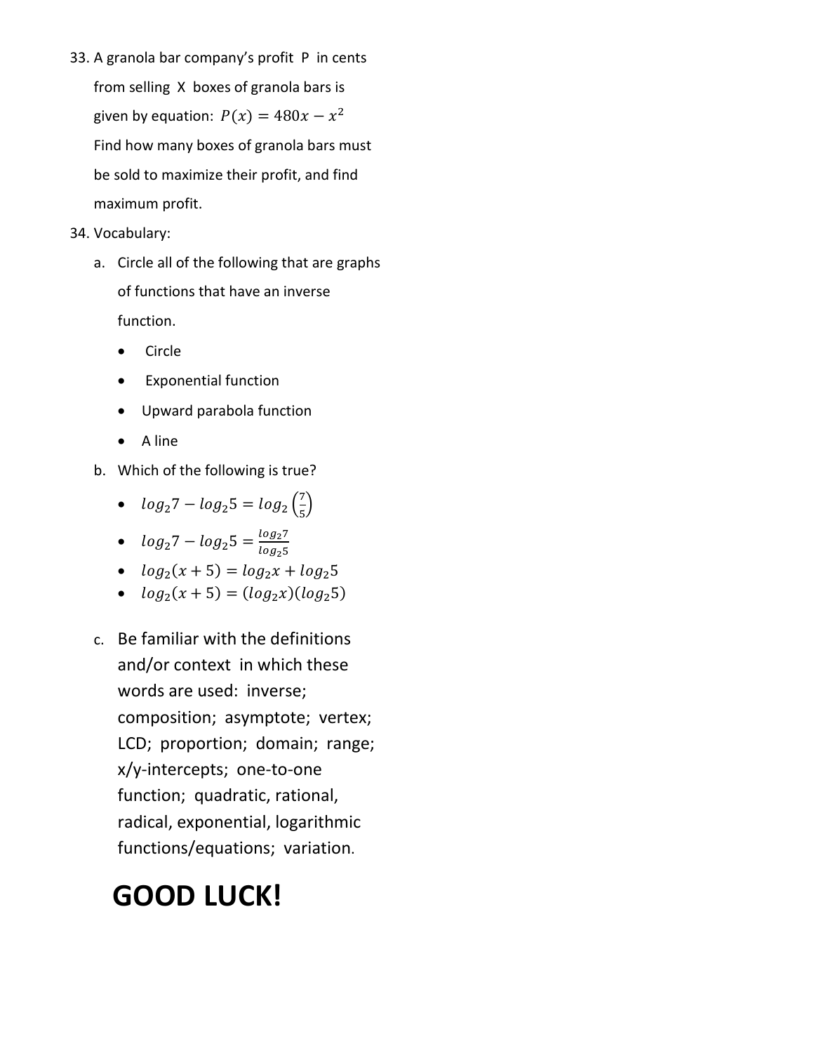33. A granola bar company's profit P in cents from selling X boxes of granola bars is given by equation: $P(x) = 480x - x^2$
    Find how many boxes of granola bars must be sold to maximize their profit, and find maximum profit.

34. Vocabulary:

    a. Circle all of the following that are graphs of functions that have an inverse function.

    - Circle
    - Exponential function
    - Upward parabola function
    - A line

    b. Which of the following is true?

    - $log_2 7 - log_2 5 = log_2 \left(\frac{7}{5}\right)$
    - $log_2 7 - log_2 5 = \frac{log_2 7}{log_2 5}$
    - $log_2(x+5) = log_2 x + log_2 5$
    - $log_2(x+5) = (log_2 x)(log_2 5)$

    c. Be familiar with the definitions and/or context in which these words are used: inverse; composition; asymptote; vertex; LCD; proportion; domain; range; x/y-intercepts; one-to-one function; quadratic, rational, radical, exponential, logarithmic functions/equations; variation.

# GOOD LUCK!